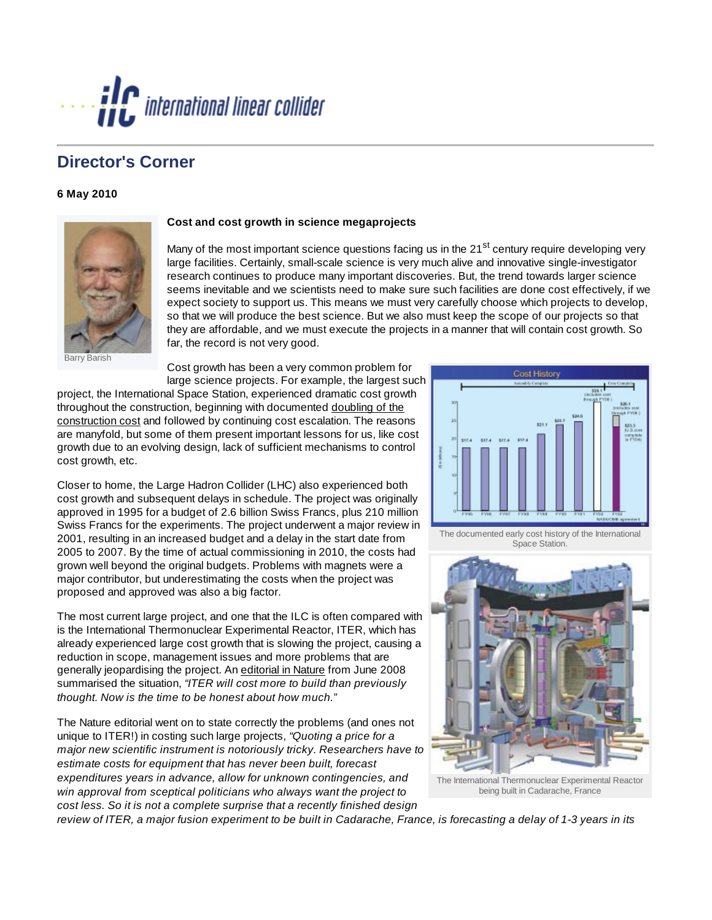# Director's Corner

**6 May 2010**

Barry Barish

### Cost and cost growth in science megaprojects

Many of the most important science questions facing us in the 21st century require developing very large facilities. Certainly, small-scale science is very much alive and innovative single-investigator research continues to produce many important discoveries. But, the trend towards larger science seems inevitable and we scientists need to make sure such facilities are done cost effectively, if we expect society to support us. This means we must very carefully choose which projects to develop, so that we will produce the best science. But we also must keep the scope of our projects so that they are affordable, and we must execute the projects in a manner that will contain cost growth. So far, the record is not very good.

Cost growth has been a very common problem for large science projects. For example, the largest such project, the International Space Station, experienced dramatic cost growth throughout the construction, beginning with documented doubling of the construction cost and followed by continuing cost escalation. The reasons are manyfold, but some of them present important lessons for us, like cost growth due to an evolving design, lack of sufficient mechanisms to control cost growth, etc.

The documented early cost history of the International Space Station.

Closer to home, the Large Hadron Collider (LHC) also experienced both cost growth and subsequent delays in schedule. The project was originally approved in 1995 for a budget of 2.6 billion Swiss Francs, plus 210 million Swiss Francs for the experiments. The project underwent a major review in 2001, resulting in an increased budget and a delay in the start date from 2005 to 2007. By the time of actual commissioning in 2010, the costs had grown well beyond the original budgets. Problems with magnets were a major contributor, but underestimating the costs when the project was proposed and approved was also a big factor.

The most current large project, and one that the ILC is often compared with is the International Thermonuclear Experimental Reactor, ITER, which has already experienced large cost growth that is slowing the project, causing a reduction in scope, management issues and more problems that are generally jeopardising the project. An editorial in Nature from June 2008 summarised the situation, *"ITER will cost more to build than previously thought. Now is the time to be honest about how much."*

The International Thermonuclear Experimental Reactor being built in Cadarache, France

The Nature editorial went on to state correctly the problems (and ones not unique to ITER!) in costing such large projects, *"Quoting a price for a major new scientific instrument is notoriously tricky. Researchers have to estimate costs for equipment that has never been built, forecast expenditures years in advance, allow for unknown contingencies, and win approval from sceptical politicians who always want the project to cost less. So it is not a complete surprise that a recently finished design review of ITER, a major fusion experiment to be built in Cadarache, France, is forecasting a delay of 1-3 years in its*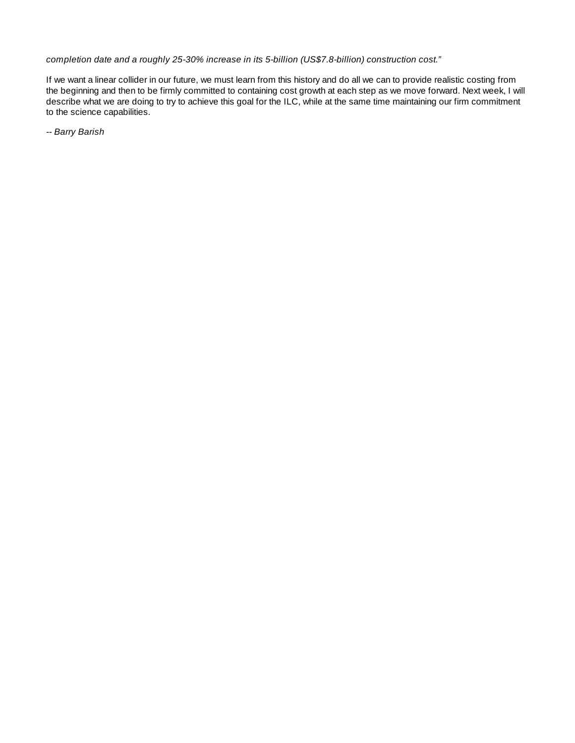*completion date and a roughly 25-30% increase in its 5-billion (US$7.8-billion) construction cost."*

If we want a linear collider in our future, we must learn from this history and do all we can to provide realistic costing from the beginning and then to be firmly committed to containing cost growth at each step as we move forward. Next week, I will describe what we are doing to try to achieve this goal for the ILC, while at the same time maintaining our firm commitment to the science capabilities.

*-- Barry Barish*